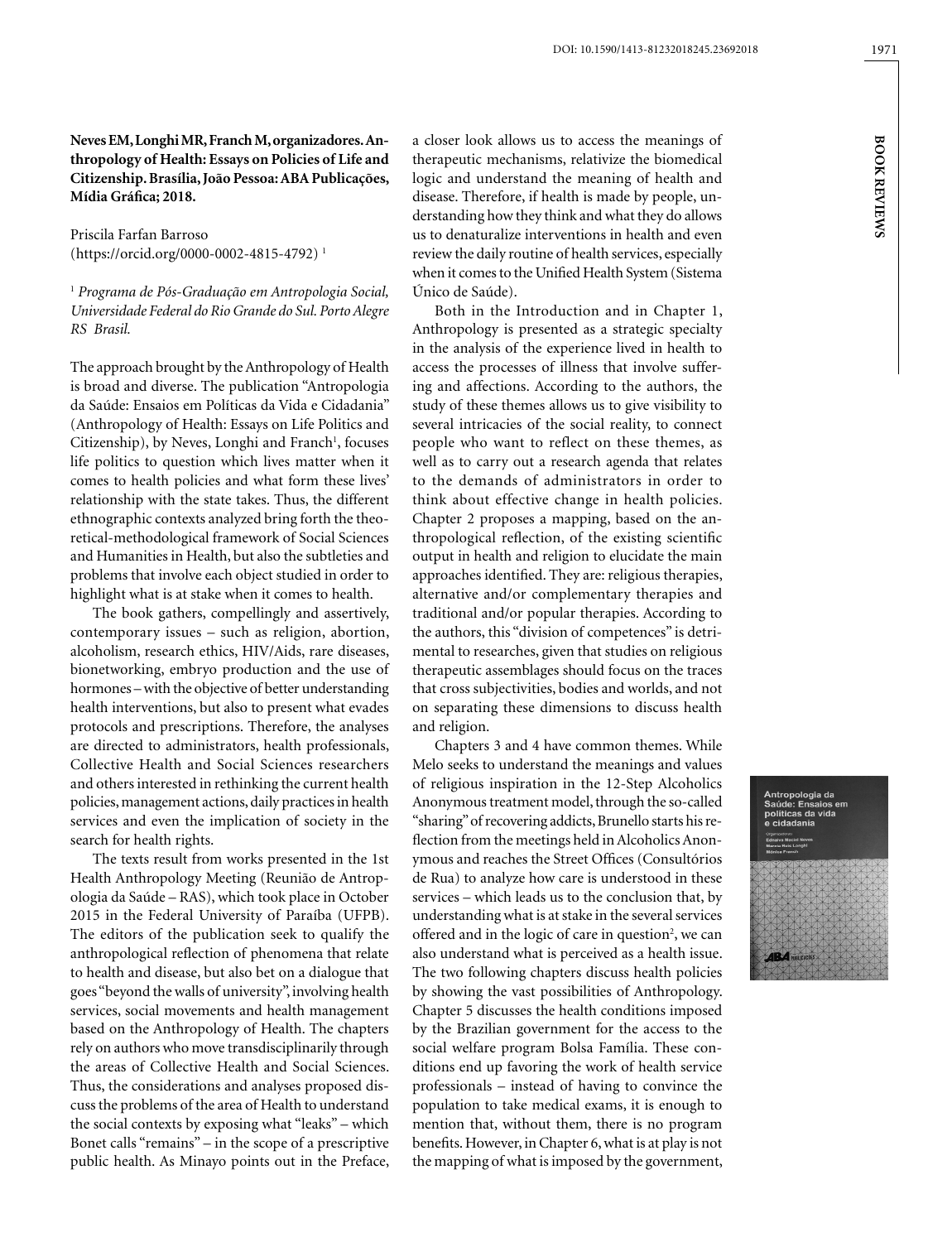**Neves EM, Longhi MR, Franch M, organizadores. Anthropology of Health: Essays on Policies of Life and Citizenship. Brasília, João Pessoa: ABA Publicações, Mídia Gráfica; 2018.**

Priscila Farfan Barroso
(https://orcid.org/0000-0002-4815-4792) [1]

[1] *Programa de Pós-Graduação em Antropologia Social, Universidade Federal do Rio Grande do Sul. Porto Alegre RS Brasil.*

The approach brought by the Anthropology of Health is broad and diverse. The publication "Antropologia da Saúde: Ensaios em Políticas da Vida e Cidadania" (Anthropology of Health: Essays on Life Politics and Citizenship), by Neves, Longhi and Franch[1], focuses life politics to question which lives matter when it comes to health policies and what form these lives' relationship with the state takes. Thus, the different ethnographic contexts analyzed bring forth the theoretical-methodological framework of Social Sciences and Humanities in Health, but also the subtleties and problems that involve each object studied in order to highlight what is at stake when it comes to health.

The book gathers, compellingly and assertively, contemporary issues – such as religion, abortion, alcoholism, research ethics, HIV/Aids, rare diseases, bionetworking, embryo production and the use of hormones – with the objective of better understanding health interventions, but also to present what evades protocols and prescriptions. Therefore, the analyses are directed to administrators, health professionals, Collective Health and Social Sciences researchers and others interested in rethinking the current health policies, management actions, daily practices in health services and even the implication of society in the search for health rights.

The texts result from works presented in the 1st Health Anthropology Meeting (Reunião de Antropologia da Saúde – RAS), which took place in October 2015 in the Federal University of Paraíba (UFPB). The editors of the publication seek to qualify the anthropological reflection of phenomena that relate to health and disease, but also bet on a dialogue that goes "beyond the walls of university", involving health services, social movements and health management based on the Anthropology of Health. The chapters rely on authors who move transdisciplinarily through the areas of Collective Health and Social Sciences. Thus, the considerations and analyses proposed discuss the problems of the area of Health to understand the social contexts by exposing what "leaks" – which Bonet calls "remains" – in the scope of a prescriptive public health. As Minayo points out in the Preface, a closer look allows us to access the meanings of therapeutic mechanisms, relativize the biomedical logic and understand the meaning of health and disease. Therefore, if health is made by people, understanding how they think and what they do allows us to denaturalize interventions in health and even review the daily routine of health services, especially when it comes to the Unified Health System (Sistema Único de Saúde).

Both in the Introduction and in Chapter 1, Anthropology is presented as a strategic specialty in the analysis of the experience lived in health to access the processes of illness that involve suffering and affections. According to the authors, the study of these themes allows us to give visibility to several intricacies of the social reality, to connect people who want to reflect on these themes, as well as to carry out a research agenda that relates to the demands of administrators in order to think about effective change in health policies. Chapter 2 proposes a mapping, based on the anthropological reflection, of the existing scientific output in health and religion to elucidate the main approaches identified. They are: religious therapies, alternative and/or complementary therapies and traditional and/or popular therapies. According to the authors, this "division of competences" is detrimental to researches, given that studies on religious therapeutic assemblages should focus on the traces that cross subjectivities, bodies and worlds, and not on separating these dimensions to discuss health and religion.

Chapters 3 and 4 have common themes. While Melo seeks to understand the meanings and values of religious inspiration in the 12-Step Alcoholics Anonymous treatment model, through the so-called "sharing" of recovering addicts, Brunello starts his reflection from the meetings held in Alcoholics Anonymous and reaches the Street Offices (Consultórios de Rua) to analyze how care is understood in these services – which leads us to the conclusion that, by understanding what is at stake in the several services offered and in the logic of care in question[2], we can also understand what is perceived as a health issue. The two following chapters discuss health policies by showing the vast possibilities of Anthropology. Chapter 5 discusses the health conditions imposed by the Brazilian government for the access to the social welfare program Bolsa Família. These conditions end up favoring the work of health service professionals – instead of having to convince the population to take medical exams, it is enough to mention that, without them, there is no program benefits. However, in Chapter 6, what is at play is not the mapping of what is imposed by the government,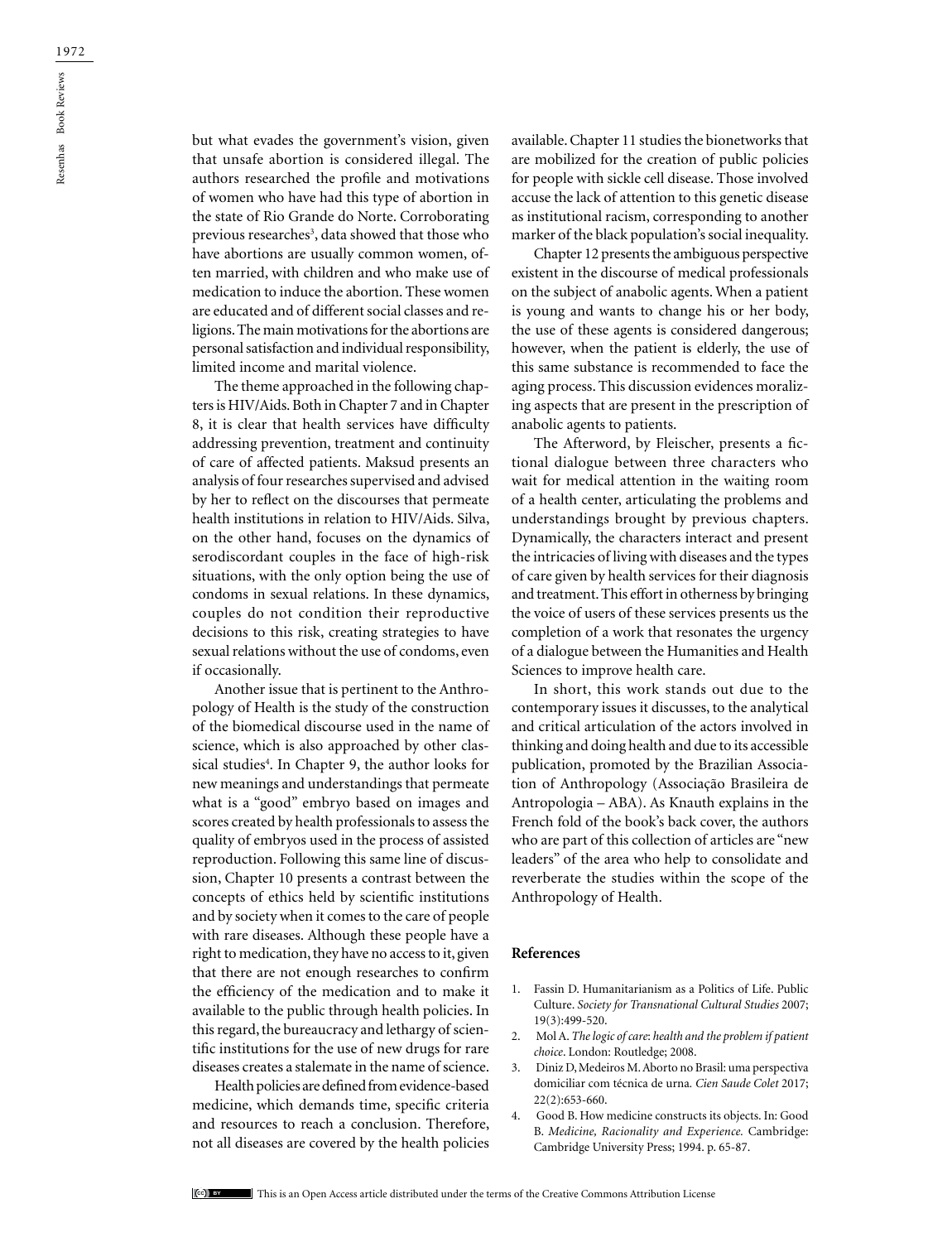but what evades the government's vision, given that unsafe abortion is considered illegal. The authors researched the profile and motivations of women who have had this type of abortion in the state of Rio Grande do Norte. Corroborating previous researches[3], data showed that those who have abortions are usually common women, often married, with children and who make use of medication to induce the abortion. These women are educated and of different social classes and religions. The main motivations for the abortions are personal satisfaction and individual responsibility, limited income and marital violence.

The theme approached in the following chapters is HIV/Aids. Both in Chapter 7 and in Chapter 8, it is clear that health services have difficulty addressing prevention, treatment and continuity of care of affected patients. Maksud presents an analysis of four researches supervised and advised by her to reflect on the discourses that permeate health institutions in relation to HIV/Aids. Silva, on the other hand, focuses on the dynamics of serodiscordant couples in the face of high-risk situations, with the only option being the use of condoms in sexual relations. In these dynamics, couples do not condition their reproductive decisions to this risk, creating strategies to have sexual relations without the use of condoms, even if occasionally.

Another issue that is pertinent to the Anthropology of Health is the study of the construction of the biomedical discourse used in the name of science, which is also approached by other classical studies[4]. In Chapter 9, the author looks for new meanings and understandings that permeate what is a "good" embryo based on images and scores created by health professionals to assess the quality of embryos used in the process of assisted reproduction. Following this same line of discussion, Chapter 10 presents a contrast between the concepts of ethics held by scientific institutions and by society when it comes to the care of people with rare diseases. Although these people have a right to medication, they have no access to it, given that there are not enough researches to confirm the efficiency of the medication and to make it available to the public through health policies. In this regard, the bureaucracy and lethargy of scientific institutions for the use of new drugs for rare diseases creates a stalemate in the name of science.

Health policies are defined from evidence-based medicine, which demands time, specific criteria and resources to reach a conclusion. Therefore, not all diseases are covered by the health policies available. Chapter 11 studies the bionetworks that are mobilized for the creation of public policies for people with sickle cell disease. Those involved accuse the lack of attention to this genetic disease as institutional racism, corresponding to another marker of the black population's social inequality.

Chapter 12 presents the ambiguous perspective existent in the discourse of medical professionals on the subject of anabolic agents. When a patient is young and wants to change his or her body, the use of these agents is considered dangerous; however, when the patient is elderly, the use of this same substance is recommended to face the aging process. This discussion evidences moralizing aspects that are present in the prescription of anabolic agents to patients.

The Afterword, by Fleischer, presents a fictional dialogue between three characters who wait for medical attention in the waiting room of a health center, articulating the problems and understandings brought by previous chapters. Dynamically, the characters interact and present the intricacies of living with diseases and the types of care given by health services for their diagnosis and treatment. This effort in otherness by bringing the voice of users of these services presents us the completion of a work that resonates the urgency of a dialogue between the Humanities and Health Sciences to improve health care.

In short, this work stands out due to the contemporary issues it discusses, to the analytical and critical articulation of the actors involved in thinking and doing health and due to its accessible publication, promoted by the Brazilian Association of Anthropology (Associação Brasileira de Antropologia – ABA). As Knauth explains in the French fold of the book's back cover, the authors who are part of this collection of articles are "new leaders" of the area who help to consolidate and reverberate the studies within the scope of the Anthropology of Health.

## References

1. Fassin D. Humanitarianism as a Politics of Life. Public Culture. *Society for Transnational Cultural Studies* 2007; 19(3):499-520.
2. Mol A. *The logic of care: health and the problem if patient choice*. London: Routledge; 2008.
3. Diniz D, Medeiros M. Aborto no Brasil: uma perspectiva domiciliar com técnica de urna. *Cien Saude Colet* 2017; 22(2):653-660.
4. Good B. How medicine constructs its objects. In: Good B. *Medicine, Racionality and Experience.* Cambridge: Cambridge University Press; 1994. p. 65-87.

This is an Open Access article distributed under the terms of the Creative Commons Attribution License